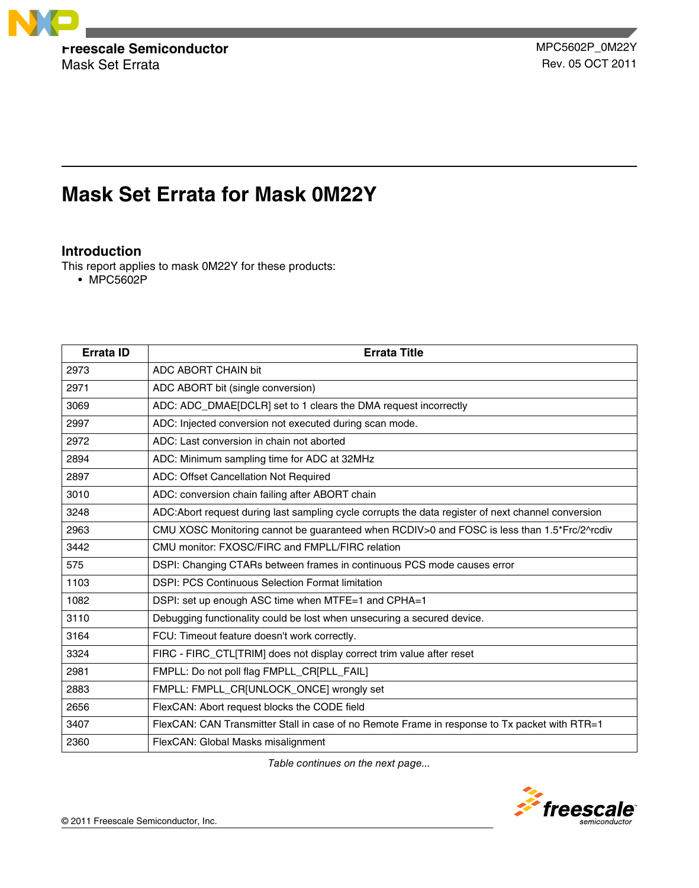**Freescale Semiconductor**
Mask Set Errata

MPC5602P_0M22Y
Rev. 05 OCT 2011

# Mask Set Errata for Mask 0M22Y

## Introduction

This report applies to mask 0M22Y for these products:

- MPC5602P

| Errata ID | Errata Title |
|---|---|
| 2973 | ADC ABORT CHAIN bit |
| 2971 | ADC ABORT bit (single conversion) |
| 3069 | ADC: ADC_DMAE[DCLR] set to 1 clears the DMA request incorrectly |
| 2997 | ADC: Injected conversion not executed during scan mode. |
| 2972 | ADC: Last conversion in chain not aborted |
| 2894 | ADC: Minimum sampling time for ADC at 32MHz |
| 2897 | ADC: Offset Cancellation Not Required |
| 3010 | ADC: conversion chain failing after ABORT chain |
| 3248 | ADC:Abort request during last sampling cycle corrupts the data register of next channel conversion |
| 2963 | CMU XOSC Monitoring cannot be guaranteed when RCDIV>0 and FOSC is less than 1.5*Frc/2^rcdiv |
| 3442 | CMU monitor: FXOSC/FIRC and FMPLL/FIRC relation |
| 575 | DSPI: Changing CTARs between frames in continuous PCS mode causes error |
| 1103 | DSPI: PCS Continuous Selection Format limitation |
| 1082 | DSPI: set up enough ASC time when MTFE=1 and CPHA=1 |
| 3110 | Debugging functionality could be lost when unsecuring a secured device. |
| 3164 | FCU: Timeout feature doesn't work correctly. |
| 3324 | FIRC - FIRC_CTL[TRIM] does not display correct trim value after reset |
| 2981 | FMPLL: Do not poll flag FMPLL_CR[PLL_FAIL] |
| 2883 | FMPLL: FMPLL_CR[UNLOCK_ONCE] wrongly set |
| 2656 | FlexCAN: Abort request blocks the CODE field |
| 3407 | FlexCAN: CAN Transmitter Stall in case of no Remote Frame in response to Tx packet with RTR=1 |
| 2360 | FlexCAN: Global Masks misalignment |

*Table continues on the next page...*

© 2011 Freescale Semiconductor, Inc.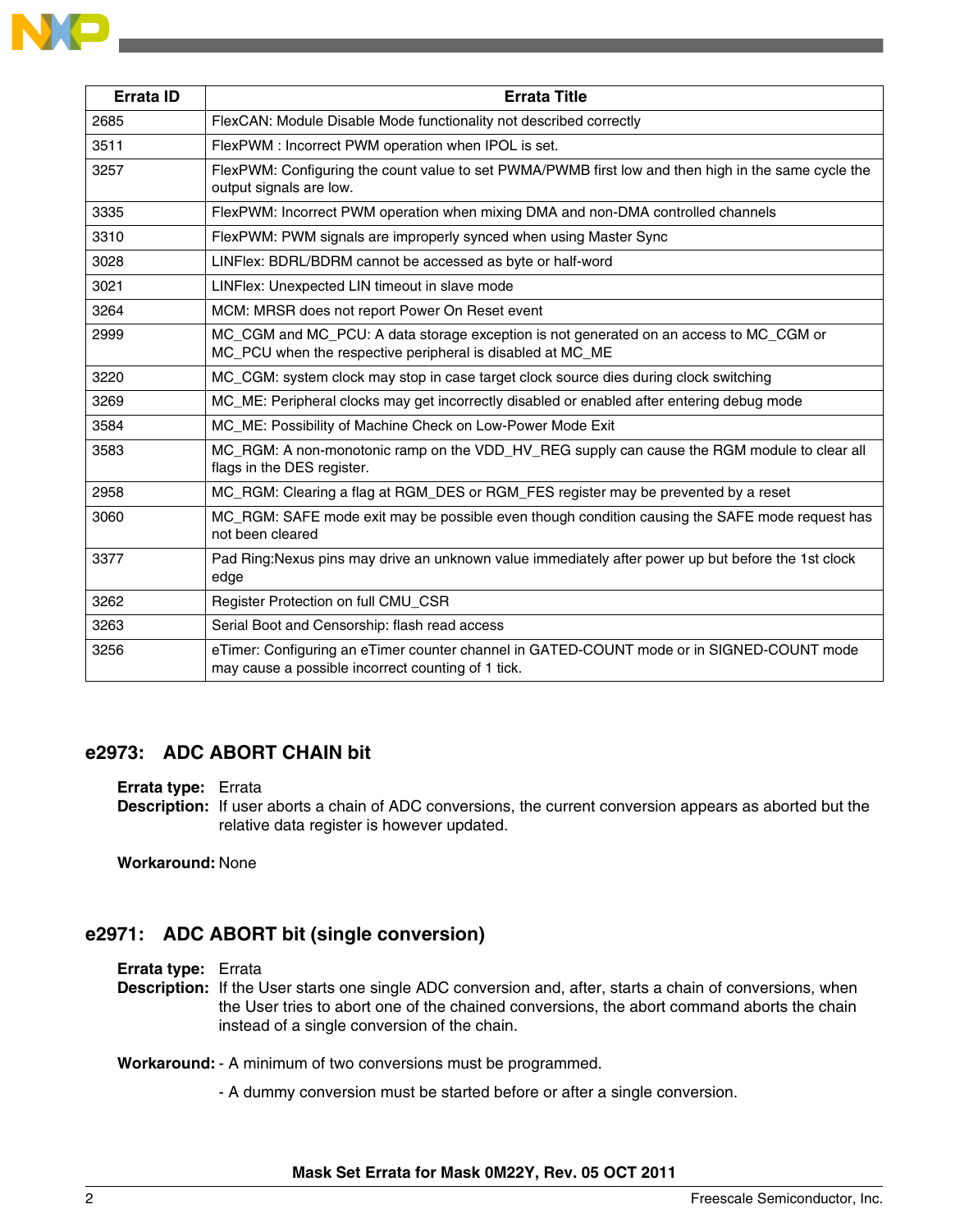| Errata ID | Errata Title |
|---|---|
| 2685 | FlexCAN: Module Disable Mode functionality not described correctly |
| 3511 | FlexPWM : Incorrect PWM operation when IPOL is set. |
| 3257 | FlexPWM: Configuring the count value to set PWMA/PWMB first low and then high in the same cycle the output signals are low. |
| 3335 | FlexPWM: Incorrect PWM operation when mixing DMA and non-DMA controlled channels |
| 3310 | FlexPWM: PWM signals are improperly synced when using Master Sync |
| 3028 | LINFlex: BDRL/BDRM cannot be accessed as byte or half-word |
| 3021 | LINFlex: Unexpected LIN timeout in slave mode |
| 3264 | MCM: MRSR does not report Power On Reset event |
| 2999 | MC_CGM and MC_PCU: A data storage exception is not generated on an access to MC_CGM or MC_PCU when the respective peripheral is disabled at MC_ME |
| 3220 | MC_CGM: system clock may stop in case target clock source dies during clock switching |
| 3269 | MC_ME: Peripheral clocks may get incorrectly disabled or enabled after entering debug mode |
| 3584 | MC_ME: Possibility of Machine Check on Low-Power Mode Exit |
| 3583 | MC_RGM: A non-monotonic ramp on the VDD_HV_REG supply can cause the RGM module to clear all flags in the DES register. |
| 2958 | MC_RGM: Clearing a flag at RGM_DES or RGM_FES register may be prevented by a reset |
| 3060 | MC_RGM: SAFE mode exit may be possible even though condition causing the SAFE mode request has not been cleared |
| 3377 | Pad Ring:Nexus pins may drive an unknown value immediately after power up but before the 1st clock edge |
| 3262 | Register Protection on full CMU_CSR |
| 3263 | Serial Boot and Censorship: flash read access |
| 3256 | eTimer: Configuring an eTimer counter channel in GATED-COUNT mode or in SIGNED-COUNT mode may cause a possible incorrect counting of 1 tick. |

## e2973: ADC ABORT CHAIN bit

**Errata type:** Errata

**Description:** If user aborts a chain of ADC conversions, the current conversion appears as aborted but the relative data register is however updated.

**Workaround:** None

## e2971: ADC ABORT bit (single conversion)

**Errata type:** Errata

**Description:** If the User starts one single ADC conversion and, after, starts a chain of conversions, when the User tries to abort one of the chained conversions, the abort command aborts the chain instead of a single conversion of the chain.

**Workaround:** - A minimum of two conversions must be programmed.

- A dummy conversion must be started before or after a single conversion.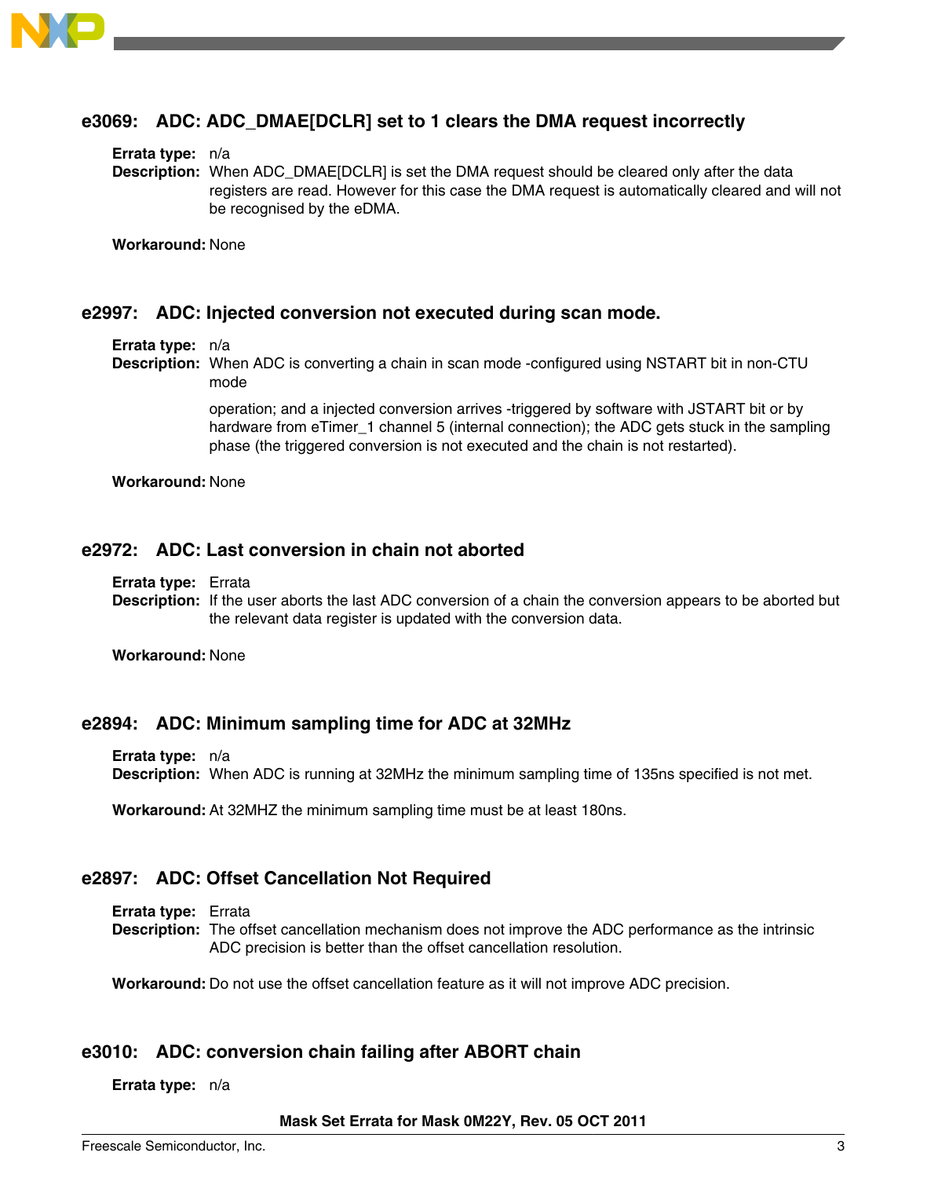## e3069: ADC: ADC_DMAE[DCLR] set to 1 clears the DMA request incorrectly

**Errata type:** n/a

**Description:** When ADC_DMAE[DCLR] is set the DMA request should be cleared only after the data registers are read. However for this case the DMA request is automatically cleared and will not be recognised by the eDMA.

**Workaround:** None

## e2997: ADC: Injected conversion not executed during scan mode.

**Errata type:** n/a

**Description:** When ADC is converting a chain in scan mode -configured using NSTART bit in non-CTU mode

operation; and a injected conversion arrives -triggered by software with JSTART bit or by hardware from eTimer_1 channel 5 (internal connection); the ADC gets stuck in the sampling phase (the triggered conversion is not executed and the chain is not restarted).

**Workaround:** None

## e2972: ADC: Last conversion in chain not aborted

**Errata type:** Errata

**Description:** If the user aborts the last ADC conversion of a chain the conversion appears to be aborted but the relevant data register is updated with the conversion data.

**Workaround:** None

## e2894: ADC: Minimum sampling time for ADC at 32MHz

**Errata type:** n/a

**Description:** When ADC is running at 32MHz the minimum sampling time of 135ns specified is not met.

**Workaround:** At 32MHZ the minimum sampling time must be at least 180ns.

## e2897: ADC: Offset Cancellation Not Required

**Errata type:** Errata

**Description:** The offset cancellation mechanism does not improve the ADC performance as the intrinsic ADC precision is better than the offset cancellation resolution.

**Workaround:** Do not use the offset cancellation feature as it will not improve ADC precision.

## e3010: ADC: conversion chain failing after ABORT chain

**Errata type:** n/a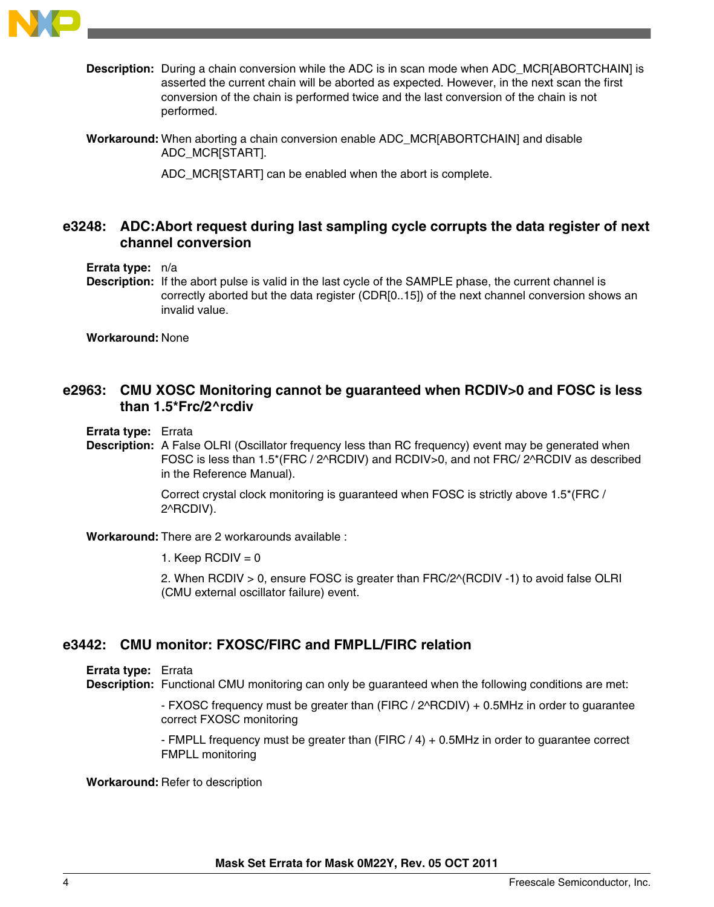**Description:** During a chain conversion while the ADC is in scan mode when ADC_MCR[ABORTCHAIN] is asserted the current chain will be aborted as expected. However, in the next scan the first conversion of the chain is performed twice and the last conversion of the chain is not performed.

**Workaround:** When aborting a chain conversion enable ADC_MCR[ABORTCHAIN] and disable ADC_MCR[START].

ADC_MCR[START] can be enabled when the abort is complete.

## e3248: ADC:Abort request during last sampling cycle corrupts the data register of next channel conversion

**Errata type:** n/a

**Description:** If the abort pulse is valid in the last cycle of the SAMPLE phase, the current channel is correctly aborted but the data register (CDR[0..15]) of the next channel conversion shows an invalid value.

**Workaround:** None

## e2963: CMU XOSC Monitoring cannot be guaranteed when RCDIV>0 and FOSC is less than 1.5*Frc/2^rcdiv

**Errata type:** Errata

**Description:** A False OLRI (Oscillator frequency less than RC frequency) event may be generated when FOSC is less than 1.5*(FRC / 2^RCDIV) and RCDIV>0, and not FRC/ 2^RCDIV as described in the Reference Manual).

Correct crystal clock monitoring is guaranteed when FOSC is strictly above 1.5*(FRC / 2^RCDIV).

**Workaround:** There are 2 workarounds available :

1. Keep RCDIV = 0

2. When RCDIV > 0, ensure FOSC is greater than FRC/2^(RCDIV -1) to avoid false OLRI (CMU external oscillator failure) event.

## e3442: CMU monitor: FXOSC/FIRC and FMPLL/FIRC relation

**Errata type:** Errata

**Description:** Functional CMU monitoring can only be guaranteed when the following conditions are met:

- FXOSC frequency must be greater than (FIRC / 2^RCDIV) + 0.5MHz in order to guarantee correct FXOSC monitoring

- FMPLL frequency must be greater than (FIRC / 4) + 0.5MHz in order to guarantee correct FMPLL monitoring

**Workaround:** Refer to description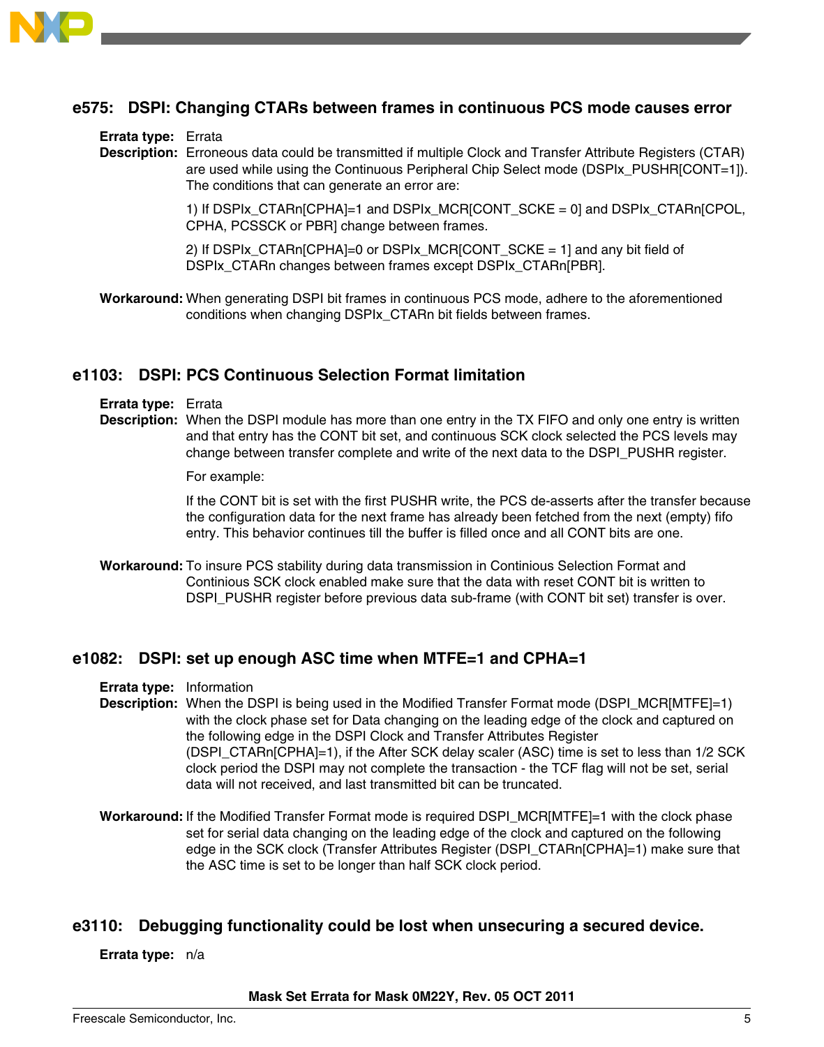## e575: DSPI: Changing CTARs between frames in continuous PCS mode causes error

**Errata type:** Errata

**Description:** Erroneous data could be transmitted if multiple Clock and Transfer Attribute Registers (CTAR) are used while using the Continuous Peripheral Chip Select mode (DSPIx_PUSHR[CONT=1]). The conditions that can generate an error are:

1) If DSPIx_CTARn[CPHA]=1 and DSPIx_MCR[CONT_SCKE = 0] and DSPIx_CTARn[CPOL, CPHA, PCSSCK or PBR] change between frames.

2) If DSPIx_CTARn[CPHA]=0 or DSPIx_MCR[CONT_SCKE = 1] and any bit field of DSPIx_CTARn changes between frames except DSPIx_CTARn[PBR].

**Workaround:** When generating DSPI bit frames in continuous PCS mode, adhere to the aforementioned conditions when changing DSPIx_CTARn bit fields between frames.

## e1103: DSPI: PCS Continuous Selection Format limitation

**Errata type:** Errata

**Description:** When the DSPI module has more than one entry in the TX FIFO and only one entry is written and that entry has the CONT bit set, and continuous SCK clock selected the PCS levels may change between transfer complete and write of the next data to the DSPI_PUSHR register.

For example:

If the CONT bit is set with the first PUSHR write, the PCS de-asserts after the transfer because the configuration data for the next frame has already been fetched from the next (empty) fifo entry. This behavior continues till the buffer is filled once and all CONT bits are one.

**Workaround:** To insure PCS stability during data transmission in Continious Selection Format and Continious SCK clock enabled make sure that the data with reset CONT bit is written to DSPI_PUSHR register before previous data sub-frame (with CONT bit set) transfer is over.

## e1082: DSPI: set up enough ASC time when MTFE=1 and CPHA=1

**Errata type:** Information

**Description:** When the DSPI is being used in the Modified Transfer Format mode (DSPI_MCR[MTFE]=1) with the clock phase set for Data changing on the leading edge of the clock and captured on the following edge in the DSPI Clock and Transfer Attributes Register (DSPI_CTARn[CPHA]=1), if the After SCK delay scaler (ASC) time is set to less than 1/2 SCK clock period the DSPI may not complete the transaction - the TCF flag will not be set, serial data will not received, and last transmitted bit can be truncated.

**Workaround:** If the Modified Transfer Format mode is required DSPI_MCR[MTFE]=1 with the clock phase set for serial data changing on the leading edge of the clock and captured on the following edge in the SCK clock (Transfer Attributes Register (DSPI_CTARn[CPHA]=1) make sure that the ASC time is set to be longer than half SCK clock period.

## e3110: Debugging functionality could be lost when unsecuring a secured device.

**Errata type:** n/a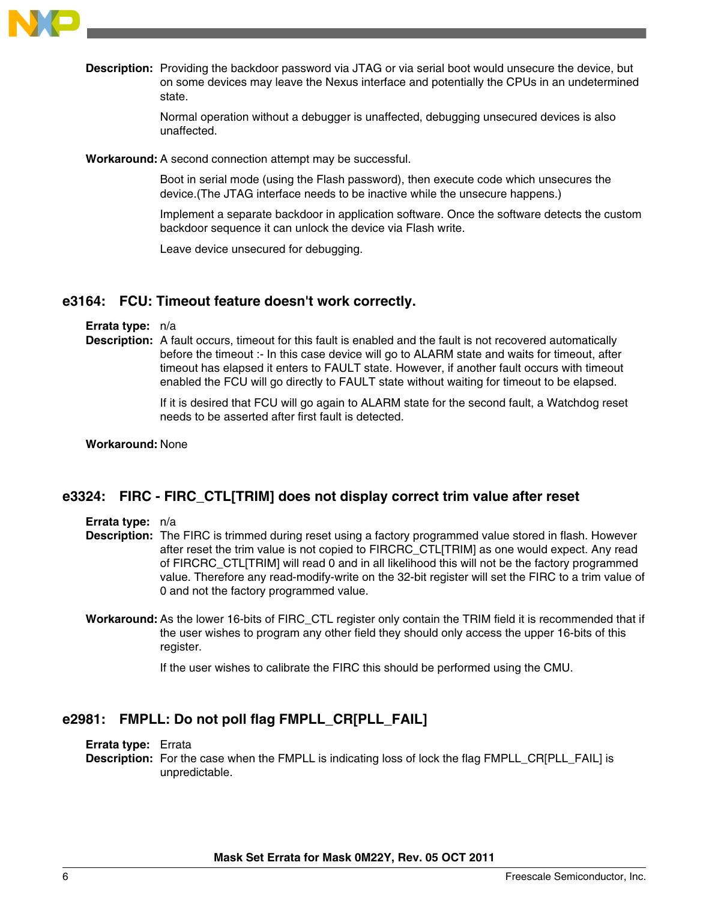**Description:** Providing the backdoor password via JTAG or via serial boot would unsecure the device, but on some devices may leave the Nexus interface and potentially the CPUs in an undetermined state.

Normal operation without a debugger is unaffected, debugging unsecured devices is also unaffected.

**Workaround:** A second connection attempt may be successful.

Boot in serial mode (using the Flash password), then execute code which unsecures the device.(The JTAG interface needs to be inactive while the unsecure happens.)

Implement a separate backdoor in application software. Once the software detects the custom backdoor sequence it can unlock the device via Flash write.

Leave device unsecured for debugging.

## e3164: FCU: Timeout feature doesn't work correctly.

**Errata type:** n/a

**Description:** A fault occurs, timeout for this fault is enabled and the fault is not recovered automatically before the timeout :- In this case device will go to ALARM state and waits for timeout, after timeout has elapsed it enters to FAULT state. However, if another fault occurs with timeout enabled the FCU will go directly to FAULT state without waiting for timeout to be elapsed.

If it is desired that FCU will go again to ALARM state for the second fault, a Watchdog reset needs to be asserted after first fault is detected.

**Workaround:** None

## e3324: FIRC - FIRC_CTL[TRIM] does not display correct trim value after reset

**Errata type:** n/a

**Description:** The FIRC is trimmed during reset using a factory programmed value stored in flash. However after reset the trim value is not copied to FIRCRC_CTL[TRIM] as one would expect. Any read of FIRCRC_CTL[TRIM] will read 0 and in all likelihood this will not be the factory programmed value. Therefore any read-modify-write on the 32-bit register will set the FIRC to a trim value of 0 and not the factory programmed value.

**Workaround:** As the lower 16-bits of FIRC_CTL register only contain the TRIM field it is recommended that if the user wishes to program any other field they should only access the upper 16-bits of this register.

If the user wishes to calibrate the FIRC this should be performed using the CMU.

## e2981: FMPLL: Do not poll flag FMPLL_CR[PLL_FAIL]

**Errata type:** Errata

**Description:** For the case when the FMPLL is indicating loss of lock the flag FMPLL_CR[PLL_FAIL] is unpredictable.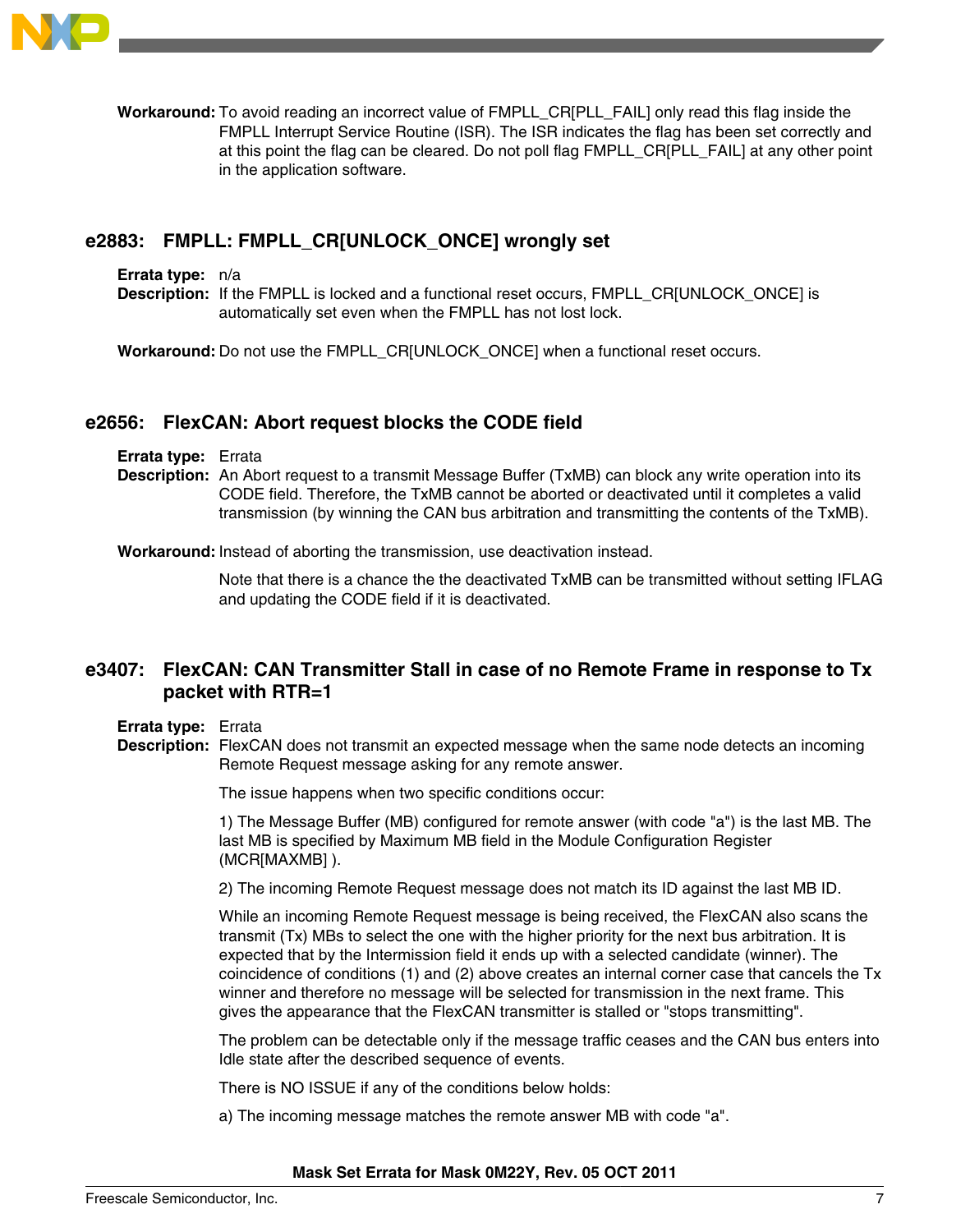**Workaround:** To avoid reading an incorrect value of FMPLL_CR[PLL_FAIL] only read this flag inside the FMPLL Interrupt Service Routine (ISR). The ISR indicates the flag has been set correctly and at this point the flag can be cleared. Do not poll flag FMPLL_CR[PLL_FAIL] at any other point in the application software.

## e2883: FMPLL: FMPLL_CR[UNLOCK_ONCE] wrongly set

**Errata type:** n/a

**Description:** If the FMPLL is locked and a functional reset occurs, FMPLL_CR[UNLOCK_ONCE] is automatically set even when the FMPLL has not lost lock.

**Workaround:** Do not use the FMPLL_CR[UNLOCK_ONCE] when a functional reset occurs.

## e2656: FlexCAN: Abort request blocks the CODE field

**Errata type:** Errata

**Description:** An Abort request to a transmit Message Buffer (TxMB) can block any write operation into its CODE field. Therefore, the TxMB cannot be aborted or deactivated until it completes a valid transmission (by winning the CAN bus arbitration and transmitting the contents of the TxMB).

**Workaround:** Instead of aborting the transmission, use deactivation instead.

Note that there is a chance the the deactivated TxMB can be transmitted without setting IFLAG and updating the CODE field if it is deactivated.

## e3407: FlexCAN: CAN Transmitter Stall in case of no Remote Frame in response to Tx packet with RTR=1

**Errata type:** Errata

**Description:** FlexCAN does not transmit an expected message when the same node detects an incoming Remote Request message asking for any remote answer.

The issue happens when two specific conditions occur:

1) The Message Buffer (MB) configured for remote answer (with code "a") is the last MB. The last MB is specified by Maximum MB field in the Module Configuration Register (MCR[MAXMB] ).

2) The incoming Remote Request message does not match its ID against the last MB ID.

While an incoming Remote Request message is being received, the FlexCAN also scans the transmit (Tx) MBs to select the one with the higher priority for the next bus arbitration. It is expected that by the Intermission field it ends up with a selected candidate (winner). The coincidence of conditions (1) and (2) above creates an internal corner case that cancels the Tx winner and therefore no message will be selected for transmission in the next frame. This gives the appearance that the FlexCAN transmitter is stalled or "stops transmitting".

The problem can be detectable only if the message traffic ceases and the CAN bus enters into Idle state after the described sequence of events.

There is NO ISSUE if any of the conditions below holds:

a) The incoming message matches the remote answer MB with code "a".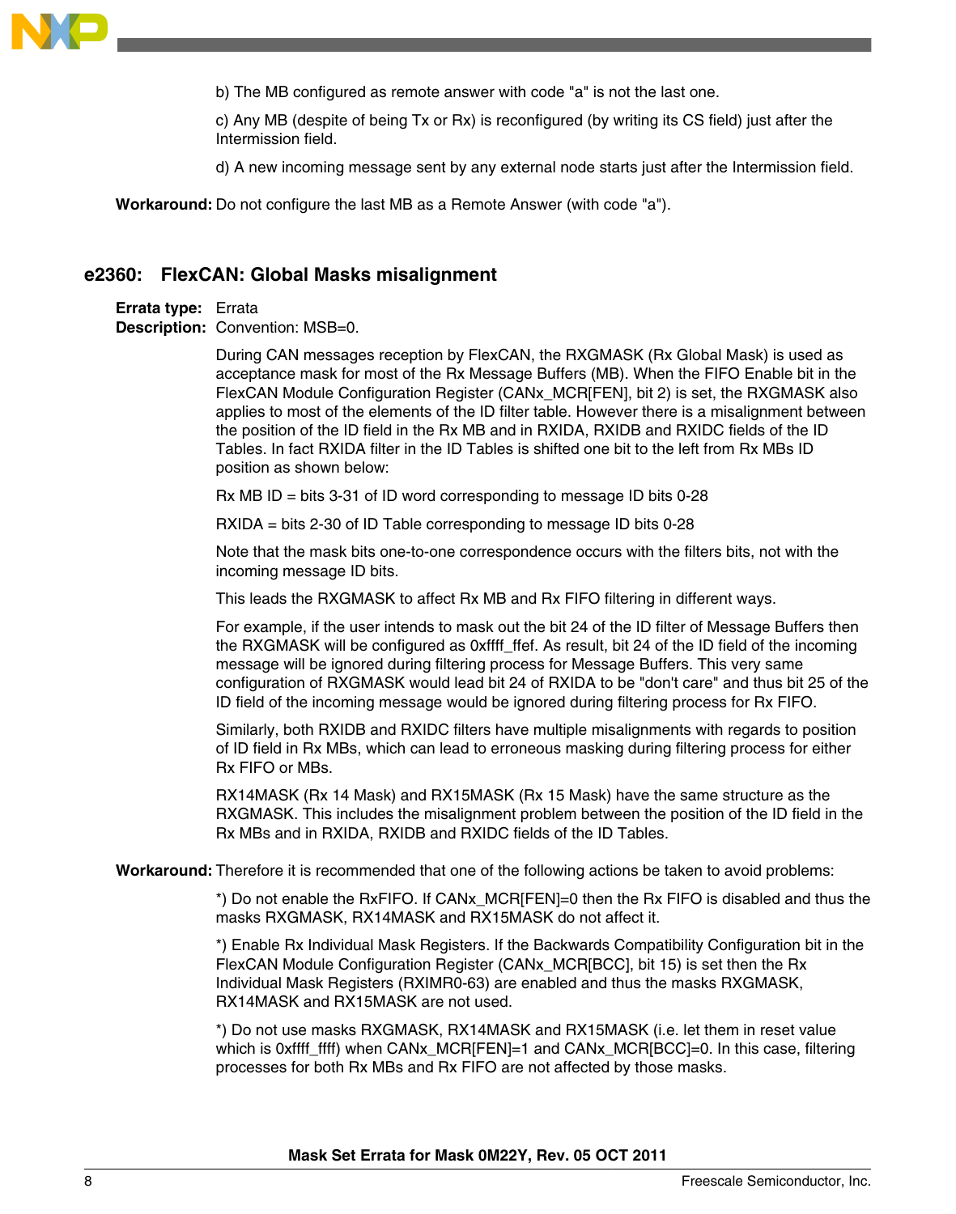b) The MB configured as remote answer with code "a" is not the last one.

c) Any MB (despite of being Tx or Rx) is reconfigured (by writing its CS field) just after the Intermission field.

d) A new incoming message sent by any external node starts just after the Intermission field.

**Workaround:** Do not configure the last MB as a Remote Answer (with code "a").

## e2360: FlexCAN: Global Masks misalignment

**Errata type:** Errata

**Description:** Convention: MSB=0.

During CAN messages reception by FlexCAN, the RXGMASK (Rx Global Mask) is used as acceptance mask for most of the Rx Message Buffers (MB). When the FIFO Enable bit in the FlexCAN Module Configuration Register (CANx_MCR[FEN], bit 2) is set, the RXGMASK also applies to most of the elements of the ID filter table. However there is a misalignment between the position of the ID field in the Rx MB and in RXIDA, RXIDB and RXIDC fields of the ID Tables. In fact RXIDA filter in the ID Tables is shifted one bit to the left from Rx MBs ID position as shown below:

Rx MB ID = bits 3-31 of ID word corresponding to message ID bits 0-28

RXIDA = bits 2-30 of ID Table corresponding to message ID bits 0-28

Note that the mask bits one-to-one correspondence occurs with the filters bits, not with the incoming message ID bits.

This leads the RXGMASK to affect Rx MB and Rx FIFO filtering in different ways.

For example, if the user intends to mask out the bit 24 of the ID filter of Message Buffers then the RXGMASK will be configured as 0xffff_ffef. As result, bit 24 of the ID field of the incoming message will be ignored during filtering process for Message Buffers. This very same configuration of RXGMASK would lead bit 24 of RXIDA to be "don't care" and thus bit 25 of the ID field of the incoming message would be ignored during filtering process for Rx FIFO.

Similarly, both RXIDB and RXIDC filters have multiple misalignments with regards to position of ID field in Rx MBs, which can lead to erroneous masking during filtering process for either Rx FIFO or MBs.

RX14MASK (Rx 14 Mask) and RX15MASK (Rx 15 Mask) have the same structure as the RXGMASK. This includes the misalignment problem between the position of the ID field in the Rx MBs and in RXIDA, RXIDB and RXIDC fields of the ID Tables.

**Workaround:** Therefore it is recommended that one of the following actions be taken to avoid problems:

*) Do not enable the RxFIFO. If CANx_MCR[FEN]=0 then the Rx FIFO is disabled and thus the masks RXGMASK, RX14MASK and RX15MASK do not affect it.

*) Enable Rx Individual Mask Registers. If the Backwards Compatibility Configuration bit in the FlexCAN Module Configuration Register (CANx_MCR[BCC], bit 15) is set then the Rx Individual Mask Registers (RXIMR0-63) are enabled and thus the masks RXGMASK, RX14MASK and RX15MASK are not used.

*) Do not use masks RXGMASK, RX14MASK and RX15MASK (i.e. let them in reset value which is 0xffff_ffff) when CANx_MCR[FEN]=1 and CANx_MCR[BCC]=0. In this case, filtering processes for both Rx MBs and Rx FIFO are not affected by those masks.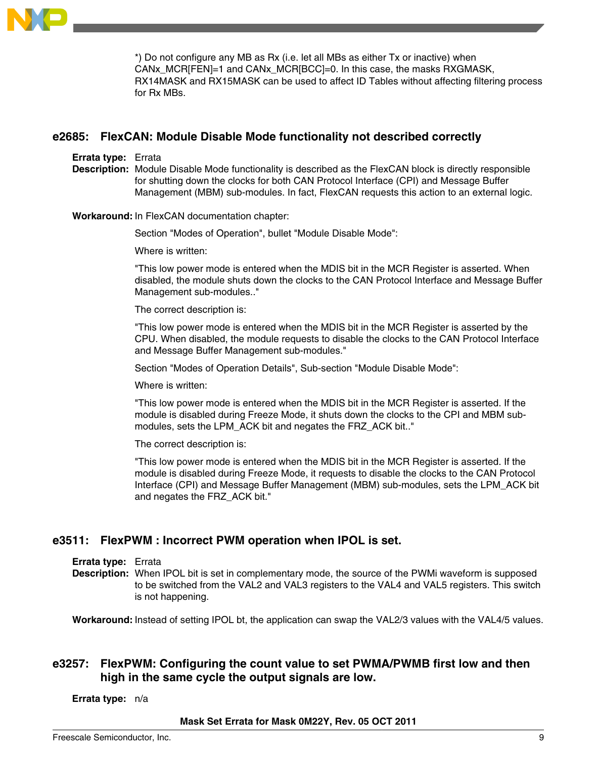*) Do not configure any MB as Rx (i.e. let all MBs as either Tx or inactive) when CANx_MCR[FEN]=1 and CANx_MCR[BCC]=0. In this case, the masks RXGMASK, RX14MASK and RX15MASK can be used to affect ID Tables without affecting filtering process for Rx MBs.

## e2685: FlexCAN: Module Disable Mode functionality not described correctly

**Errata type:** Errata

**Description:** Module Disable Mode functionality is described as the FlexCAN block is directly responsible for shutting down the clocks for both CAN Protocol Interface (CPI) and Message Buffer Management (MBM) sub-modules. In fact, FlexCAN requests this action to an external logic.

**Workaround:** In FlexCAN documentation chapter:

Section "Modes of Operation", bullet "Module Disable Mode":

Where is written:

"This low power mode is entered when the MDIS bit in the MCR Register is asserted. When disabled, the module shuts down the clocks to the CAN Protocol Interface and Message Buffer Management sub-modules.."

The correct description is:

"This low power mode is entered when the MDIS bit in the MCR Register is asserted by the CPU. When disabled, the module requests to disable the clocks to the CAN Protocol Interface and Message Buffer Management sub-modules."

Section "Modes of Operation Details", Sub-section "Module Disable Mode":

Where is written:

"This low power mode is entered when the MDIS bit in the MCR Register is asserted. If the module is disabled during Freeze Mode, it shuts down the clocks to the CPI and MBM sub-modules, sets the LPM_ACK bit and negates the FRZ_ACK bit.."

The correct description is:

"This low power mode is entered when the MDIS bit in the MCR Register is asserted. If the module is disabled during Freeze Mode, it requests to disable the clocks to the CAN Protocol Interface (CPI) and Message Buffer Management (MBM) sub-modules, sets the LPM_ACK bit and negates the FRZ_ACK bit."

## e3511: FlexPWM : Incorrect PWM operation when IPOL is set.

**Errata type:** Errata

**Description:** When IPOL bit is set in complementary mode, the source of the PWMi waveform is supposed to be switched from the VAL2 and VAL3 registers to the VAL4 and VAL5 registers. This switch is not happening.

**Workaround:** Instead of setting IPOL bt, the application can swap the VAL2/3 values with the VAL4/5 values.

## e3257: FlexPWM: Configuring the count value to set PWMA/PWMB first low and then high in the same cycle the output signals are low.

**Errata type:** n/a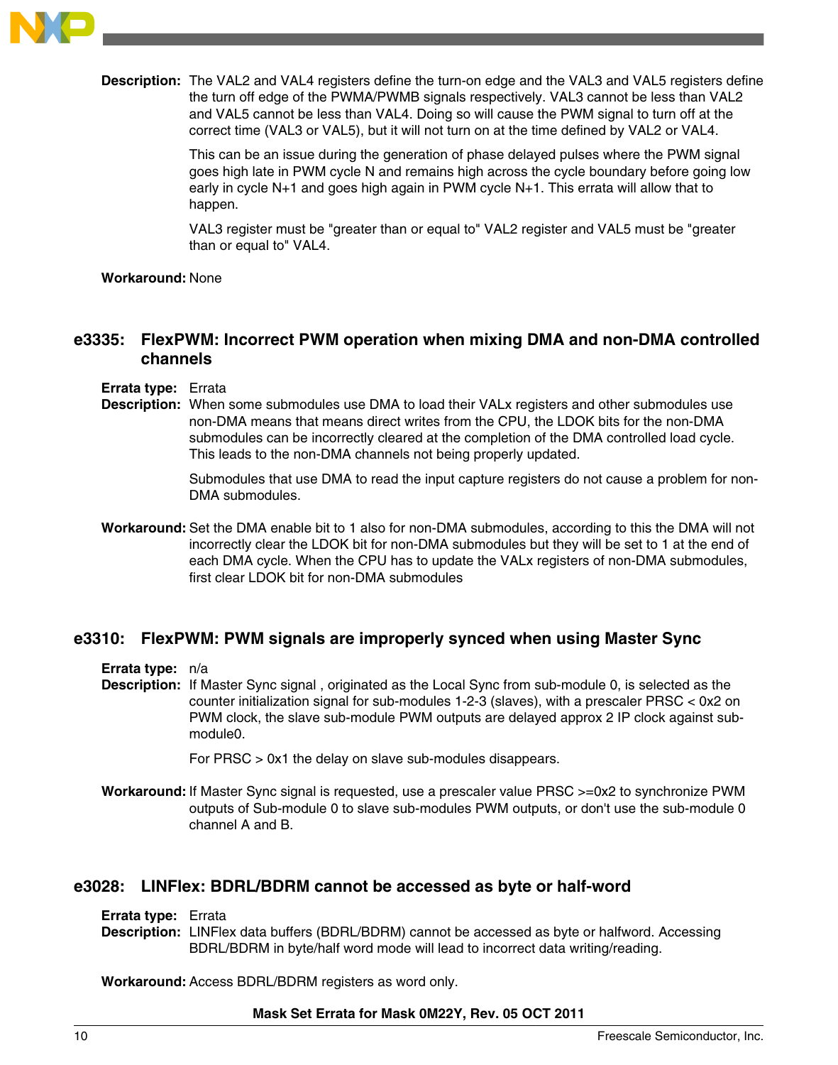**Description:** The VAL2 and VAL4 registers define the turn-on edge and the VAL3 and VAL5 registers define the turn off edge of the PWMA/PWMB signals respectively. VAL3 cannot be less than VAL2 and VAL5 cannot be less than VAL4. Doing so will cause the PWM signal to turn off at the correct time (VAL3 or VAL5), but it will not turn on at the time defined by VAL2 or VAL4.

This can be an issue during the generation of phase delayed pulses where the PWM signal goes high late in PWM cycle N and remains high across the cycle boundary before going low early in cycle N+1 and goes high again in PWM cycle N+1. This errata will allow that to happen.

VAL3 register must be "greater than or equal to" VAL2 register and VAL5 must be "greater than or equal to" VAL4.

**Workaround:** None

## e3335: FlexPWM: Incorrect PWM operation when mixing DMA and non-DMA controlled channels

**Errata type:** Errata

**Description:** When some submodules use DMA to load their VALx registers and other submodules use non-DMA means that means direct writes from the CPU, the LDOK bits for the non-DMA submodules can be incorrectly cleared at the completion of the DMA controlled load cycle. This leads to the non-DMA channels not being properly updated.

Submodules that use DMA to read the input capture registers do not cause a problem for non-DMA submodules.

**Workaround:** Set the DMA enable bit to 1 also for non-DMA submodules, according to this the DMA will not incorrectly clear the LDOK bit for non-DMA submodules but they will be set to 1 at the end of each DMA cycle. When the CPU has to update the VALx registers of non-DMA submodules, first clear LDOK bit for non-DMA submodules

## e3310: FlexPWM: PWM signals are improperly synced when using Master Sync

**Errata type:** n/a

**Description:** If Master Sync signal , originated as the Local Sync from sub-module 0, is selected as the counter initialization signal for sub-modules 1-2-3 (slaves), with a prescaler PRSC < 0x2 on PWM clock, the slave sub-module PWM outputs are delayed approx 2 IP clock against sub-module0.

For PRSC > 0x1 the delay on slave sub-modules disappears.

**Workaround:** If Master Sync signal is requested, use a prescaler value PRSC >=0x2 to synchronize PWM outputs of Sub-module 0 to slave sub-modules PWM outputs, or don't use the sub-module 0 channel A and B.

## e3028: LINFlex: BDRL/BDRM cannot be accessed as byte or half-word

**Errata type:** Errata

**Description:** LINFlex data buffers (BDRL/BDRM) cannot be accessed as byte or halfword. Accessing BDRL/BDRM in byte/half word mode will lead to incorrect data writing/reading.

**Workaround:** Access BDRL/BDRM registers as word only.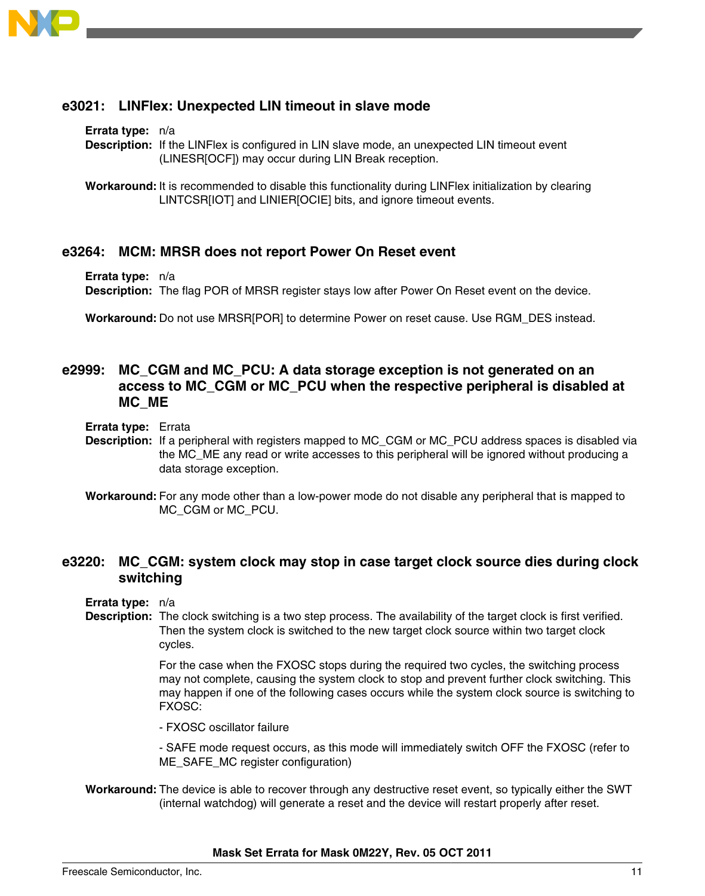## e3021: LINFlex: Unexpected LIN timeout in slave mode

**Errata type:** n/a

**Description:** If the LINFlex is configured in LIN slave mode, an unexpected LIN timeout event (LINESR[OCF]) may occur during LIN Break reception.

**Workaround:** It is recommended to disable this functionality during LINFlex initialization by clearing LINTCSR[IOT] and LINIER[OCIE] bits, and ignore timeout events.

## e3264: MCM: MRSR does not report Power On Reset event

**Errata type:** n/a

**Description:** The flag POR of MRSR register stays low after Power On Reset event on the device.

**Workaround:** Do not use MRSR[POR] to determine Power on reset cause. Use RGM_DES instead.

## e2999: MC_CGM and MC_PCU: A data storage exception is not generated on an access to MC_CGM or MC_PCU when the respective peripheral is disabled at MC_ME

**Errata type:** Errata

**Description:** If a peripheral with registers mapped to MC_CGM or MC_PCU address spaces is disabled via the MC_ME any read or write accesses to this peripheral will be ignored without producing a data storage exception.

**Workaround:** For any mode other than a low-power mode do not disable any peripheral that is mapped to MC_CGM or MC_PCU.

## e3220: MC_CGM: system clock may stop in case target clock source dies during clock switching

**Errata type:** n/a

**Description:** The clock switching is a two step process. The availability of the target clock is first verified. Then the system clock is switched to the new target clock source within two target clock cycles.

For the case when the FXOSC stops during the required two cycles, the switching process may not complete, causing the system clock to stop and prevent further clock switching. This may happen if one of the following cases occurs while the system clock source is switching to FXOSC:

- FXOSC oscillator failure

- SAFE mode request occurs, as this mode will immediately switch OFF the FXOSC (refer to ME_SAFE_MC register configuration)

**Workaround:** The device is able to recover through any destructive reset event, so typically either the SWT (internal watchdog) will generate a reset and the device will restart properly after reset.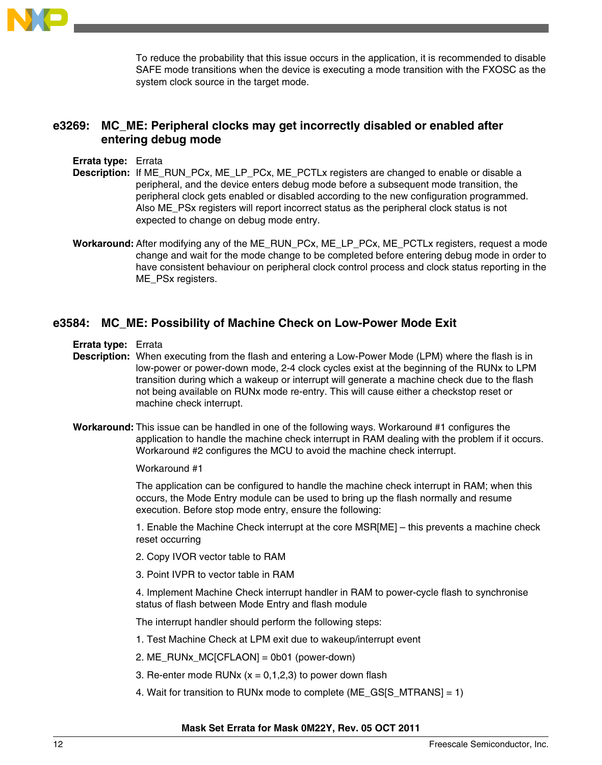To reduce the probability that this issue occurs in the application, it is recommended to disable SAFE mode transitions when the device is executing a mode transition with the FXOSC as the system clock source in the target mode.

## e3269: MC_ME: Peripheral clocks may get incorrectly disabled or enabled after entering debug mode

**Errata type:** Errata

**Description:** If ME_RUN_PCx, ME_LP_PCx, ME_PCTLx registers are changed to enable or disable a peripheral, and the device enters debug mode before a subsequent mode transition, the peripheral clock gets enabled or disabled according to the new configuration programmed. Also ME_PSx registers will report incorrect status as the peripheral clock status is not expected to change on debug mode entry.

**Workaround:** After modifying any of the ME_RUN_PCx, ME_LP_PCx, ME_PCTLx registers, request a mode change and wait for the mode change to be completed before entering debug mode in order to have consistent behaviour on peripheral clock control process and clock status reporting in the ME_PSx registers.

## e3584: MC_ME: Possibility of Machine Check on Low-Power Mode Exit

**Errata type:** Errata

**Description:** When executing from the flash and entering a Low-Power Mode (LPM) where the flash is in low-power or power-down mode, 2-4 clock cycles exist at the beginning of the RUNx to LPM transition during which a wakeup or interrupt will generate a machine check due to the flash not being available on RUNx mode re-entry. This will cause either a checkstop reset or machine check interrupt.

**Workaround:** This issue can be handled in one of the following ways. Workaround #1 configures the application to handle the machine check interrupt in RAM dealing with the problem if it occurs. Workaround #2 configures the MCU to avoid the machine check interrupt.

Workaround #1

The application can be configured to handle the machine check interrupt in RAM; when this occurs, the Mode Entry module can be used to bring up the flash normally and resume execution. Before stop mode entry, ensure the following:

1. Enable the Machine Check interrupt at the core MSR[ME] – this prevents a machine check reset occurring

2. Copy IVOR vector table to RAM

3. Point IVPR to vector table in RAM

4. Implement Machine Check interrupt handler in RAM to power-cycle flash to synchronise status of flash between Mode Entry and flash module

The interrupt handler should perform the following steps:

1. Test Machine Check at LPM exit due to wakeup/interrupt event

2. ME_RUNx_MC[CFLAON] = 0b01 (power-down)

3. Re-enter mode RUNx (x = 0,1,2,3) to power down flash

4. Wait for transition to RUNx mode to complete (ME_GS[S_MTRANS] = 1)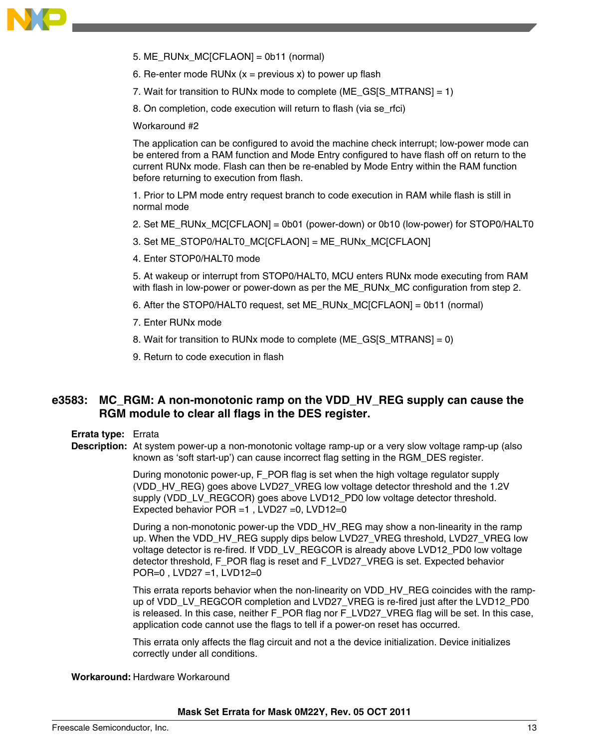5. ME_RUNx_MC[CFLAON] = 0b11 (normal)

6. Re-enter mode RUNx (x = previous x) to power up flash

7. Wait for transition to RUNx mode to complete (ME_GS[S_MTRANS] = 1)

8. On completion, code execution will return to flash (via se_rfci)

Workaround #2

The application can be configured to avoid the machine check interrupt; low-power mode can be entered from a RAM function and Mode Entry configured to have flash off on return to the current RUNx mode. Flash can then be re-enabled by Mode Entry within the RAM function before returning to execution from flash.

1. Prior to LPM mode entry request branch to code execution in RAM while flash is still in normal mode

2. Set ME_RUNx_MC[CFLAON] = 0b01 (power-down) or 0b10 (low-power) for STOP0/HALT0

3. Set ME_STOP0/HALT0_MC[CFLAON] = ME_RUNx_MC[CFLAON]

4. Enter STOP0/HALT0 mode

5. At wakeup or interrupt from STOP0/HALT0, MCU enters RUNx mode executing from RAM with flash in low-power or power-down as per the ME_RUNx_MC configuration from step 2.

6. After the STOP0/HALT0 request, set ME_RUNx_MC[CFLAON] = 0b11 (normal)

7. Enter RUNx mode

8. Wait for transition to RUNx mode to complete (ME_GS[S_MTRANS] = 0)

9. Return to code execution in flash

## e3583: MC_RGM: A non-monotonic ramp on the VDD_HV_REG supply can cause the RGM module to clear all flags in the DES register.

**Errata type:** Errata

**Description:** At system power-up a non-monotonic voltage ramp-up or a very slow voltage ramp-up (also known as ‘soft start-up’) can cause incorrect flag setting in the RGM_DES register.

During monotonic power-up, F_POR flag is set when the high voltage regulator supply (VDD_HV_REG) goes above LVD27_VREG low voltage detector threshold and the 1.2V supply (VDD_LV_REGCOR) goes above LVD12_PD0 low voltage detector threshold. Expected behavior POR =1 , LVD27 =0, LVD12=0

During a non-monotonic power-up the VDD_HV_REG may show a non-linearity in the ramp up. When the VDD_HV_REG supply dips below LVD27_VREG threshold, LVD27_VREG low voltage detector is re-fired. If VDD_LV_REGCOR is already above LVD12_PD0 low voltage detector threshold, F_POR flag is reset and F_LVD27_VREG is set. Expected behavior POR=0 , LVD27 =1, LVD12=0

This errata reports behavior when the non-linearity on VDD_HV_REG coincides with the ramp-up of VDD_LV_REGCOR completion and LVD27_VREG is re-fired just after the LVD12_PD0 is released. In this case, neither F_POR flag nor F_LVD27_VREG flag will be set. In this case, application code cannot use the flags to tell if a power-on reset has occurred.

This errata only affects the flag circuit and not a the device initialization. Device initializes correctly under all conditions.

**Workaround:** Hardware Workaround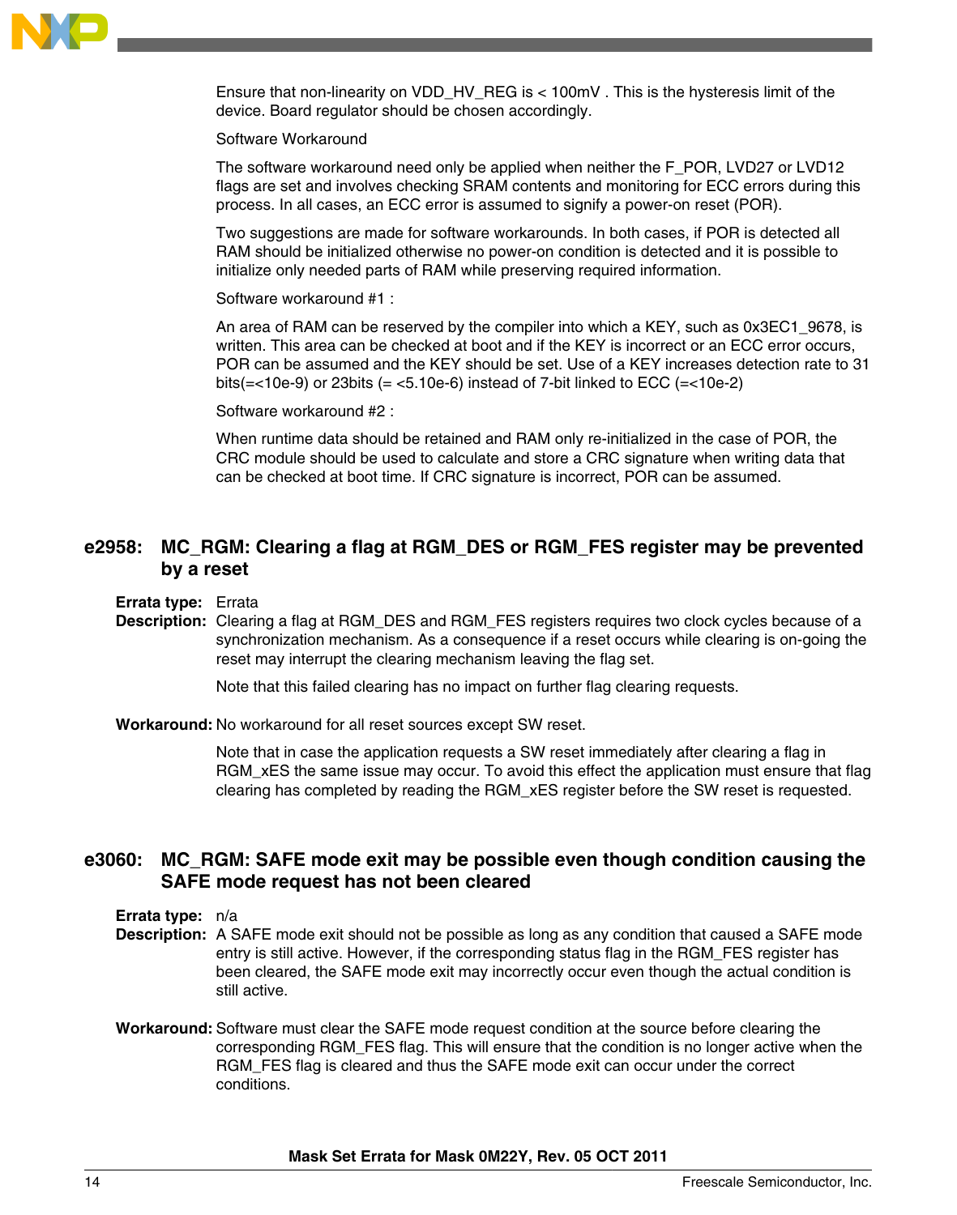Ensure that non-linearity on VDD_HV_REG is < 100mV . This is the hysteresis limit of the device. Board regulator should be chosen accordingly.

Software Workaround

The software workaround need only be applied when neither the F_POR, LVD27 or LVD12 flags are set and involves checking SRAM contents and monitoring for ECC errors during this process. In all cases, an ECC error is assumed to signify a power-on reset (POR).

Two suggestions are made for software workarounds. In both cases, if POR is detected all RAM should be initialized otherwise no power-on condition is detected and it is possible to initialize only needed parts of RAM while preserving required information.

Software workaround #1 :

An area of RAM can be reserved by the compiler into which a KEY, such as 0x3EC1_9678, is written. This area can be checked at boot and if the KEY is incorrect or an ECC error occurs, POR can be assumed and the KEY should be set. Use of a KEY increases detection rate to 31 bits(=<10e-9) or 23bits (= <5.10e-6) instead of 7-bit linked to ECC (=<10e-2)

Software workaround #2 :

When runtime data should be retained and RAM only re-initialized in the case of POR, the CRC module should be used to calculate and store a CRC signature when writing data that can be checked at boot time. If CRC signature is incorrect, POR can be assumed.

## e2958: MC_RGM: Clearing a flag at RGM_DES or RGM_FES register may be prevented by a reset

**Errata type:** Errata

**Description:** Clearing a flag at RGM_DES and RGM_FES registers requires two clock cycles because of a synchronization mechanism. As a consequence if a reset occurs while clearing is on-going the reset may interrupt the clearing mechanism leaving the flag set.

Note that this failed clearing has no impact on further flag clearing requests.

**Workaround:** No workaround for all reset sources except SW reset.

Note that in case the application requests a SW reset immediately after clearing a flag in RGM_xES the same issue may occur. To avoid this effect the application must ensure that flag clearing has completed by reading the RGM_xES register before the SW reset is requested.

## e3060: MC_RGM: SAFE mode exit may be possible even though condition causing the SAFE mode request has not been cleared

**Errata type:** n/a

**Description:** A SAFE mode exit should not be possible as long as any condition that caused a SAFE mode entry is still active. However, if the corresponding status flag in the RGM_FES register has been cleared, the SAFE mode exit may incorrectly occur even though the actual condition is still active.

**Workaround:** Software must clear the SAFE mode request condition at the source before clearing the corresponding RGM_FES flag. This will ensure that the condition is no longer active when the RGM_FES flag is cleared and thus the SAFE mode exit can occur under the correct conditions.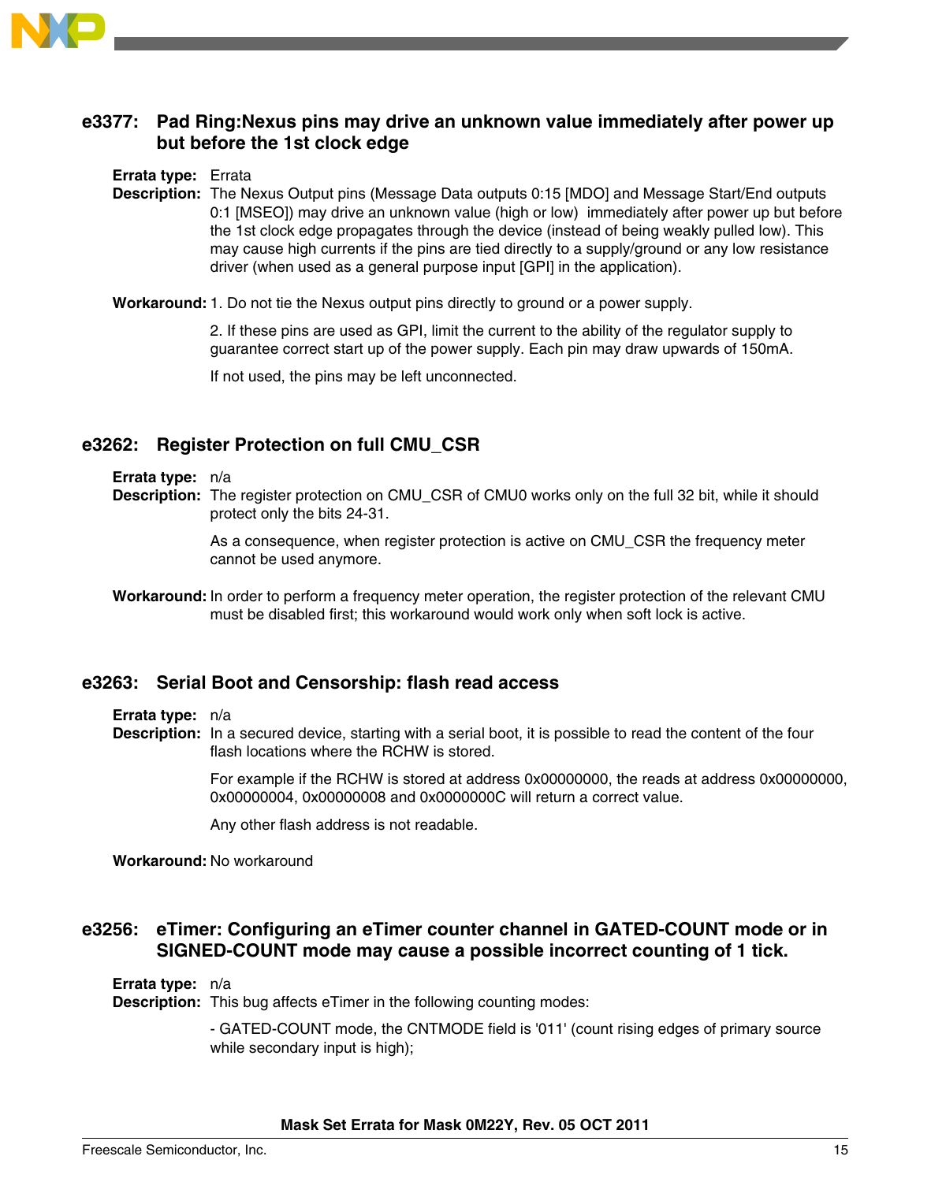## e3377: Pad Ring:Nexus pins may drive an unknown value immediately after power up but before the 1st clock edge

**Errata type:** Errata

**Description:** The Nexus Output pins (Message Data outputs 0:15 [MDO] and Message Start/End outputs 0:1 [MSEO]) may drive an unknown value (high or low) immediately after power up but before the 1st clock edge propagates through the device (instead of being weakly pulled low). This may cause high currents if the pins are tied directly to a supply/ground or any low resistance driver (when used as a general purpose input [GPI] in the application).

**Workaround:** 1. Do not tie the Nexus output pins directly to ground or a power supply.

2. If these pins are used as GPI, limit the current to the ability of the regulator supply to guarantee correct start up of the power supply. Each pin may draw upwards of 150mA.

If not used, the pins may be left unconnected.

## e3262: Register Protection on full CMU_CSR

**Errata type:** n/a

**Description:** The register protection on CMU_CSR of CMU0 works only on the full 32 bit, while it should protect only the bits 24-31.

As a consequence, when register protection is active on CMU_CSR the frequency meter cannot be used anymore.

**Workaround:** In order to perform a frequency meter operation, the register protection of the relevant CMU must be disabled first; this workaround would work only when soft lock is active.

## e3263: Serial Boot and Censorship: flash read access

**Errata type:** n/a

**Description:** In a secured device, starting with a serial boot, it is possible to read the content of the four flash locations where the RCHW is stored.

For example if the RCHW is stored at address 0x00000000, the reads at address 0x00000000, 0x00000004, 0x00000008 and 0x0000000C will return a correct value.

Any other flash address is not readable.

**Workaround:** No workaround

## e3256: eTimer: Configuring an eTimer counter channel in GATED-COUNT mode or in SIGNED-COUNT mode may cause a possible incorrect counting of 1 tick.

**Errata type:** n/a

**Description:** This bug affects eTimer in the following counting modes:

- GATED-COUNT mode, the CNTMODE field is '011' (count rising edges of primary source while secondary input is high);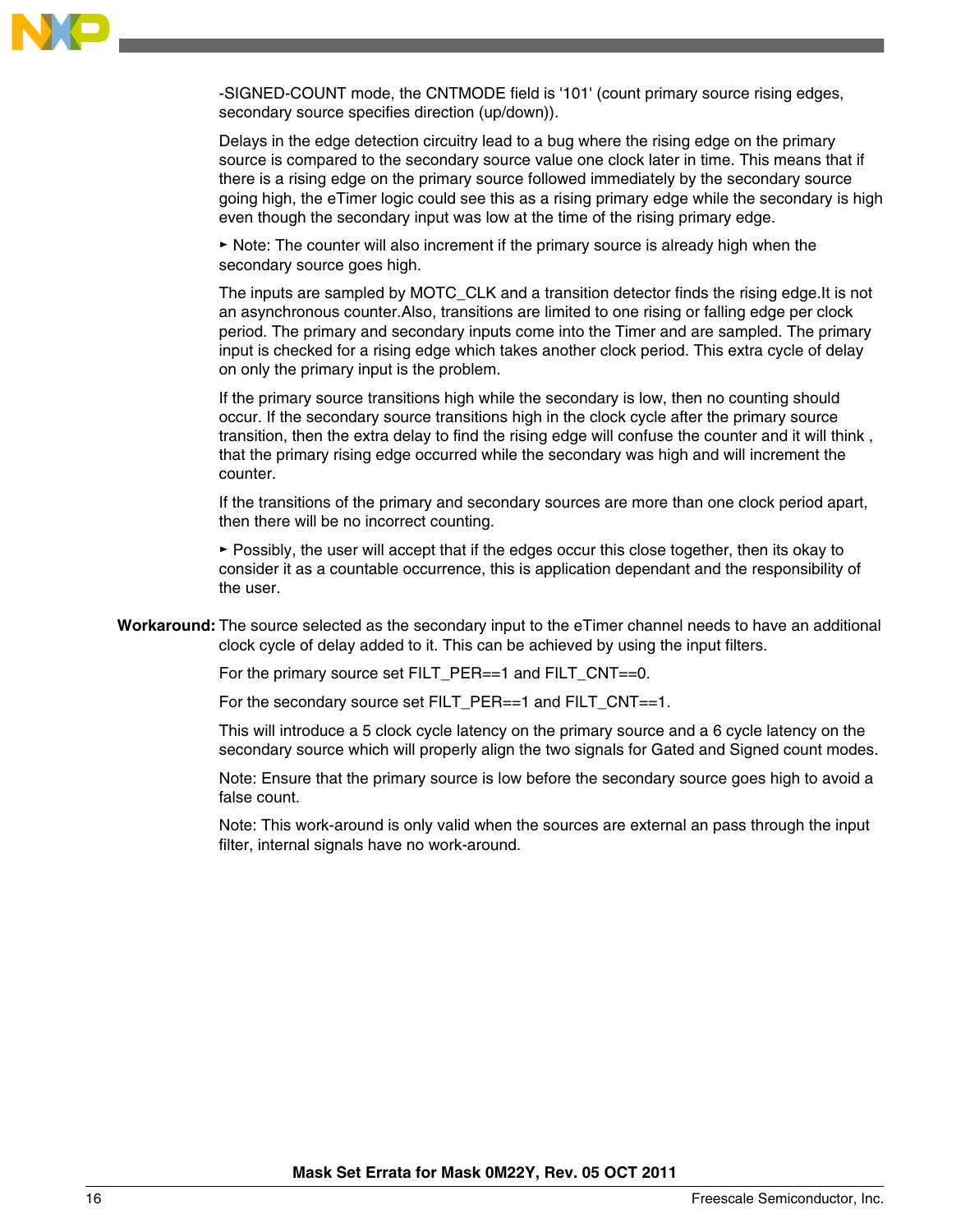-SIGNED-COUNT mode, the CNTMODE field is '101' (count primary source rising edges, secondary source specifies direction (up/down)).

Delays in the edge detection circuitry lead to a bug where the rising edge on the primary source is compared to the secondary source value one clock later in time. This means that if there is a rising edge on the primary source followed immediately by the secondary source going high, the eTimer logic could see this as a rising primary edge while the secondary is high even though the secondary input was low at the time of the rising primary edge.

- Note: The counter will also increment if the primary source is already high when the secondary source goes high.

The inputs are sampled by MOTC_CLK and a transition detector finds the rising edge.It is not an asynchronous counter.Also, transitions are limited to one rising or falling edge per clock period. The primary and secondary inputs come into the Timer and are sampled. The primary input is checked for a rising edge which takes another clock period. This extra cycle of delay on only the primary input is the problem.

If the primary source transitions high while the secondary is low, then no counting should occur. If the secondary source transitions high in the clock cycle after the primary source transition, then the extra delay to find the rising edge will confuse the counter and it will think , that the primary rising edge occurred while the secondary was high and will increment the counter.

If the transitions of the primary and secondary sources are more than one clock period apart, then there will be no incorrect counting.

- Possibly, the user will accept that if the edges occur this close together, then its okay to consider it as a countable occurrence, this is application dependant and the responsibility of the user.

**Workaround:** The source selected as the secondary input to the eTimer channel needs to have an additional clock cycle of delay added to it. This can be achieved by using the input filters.

For the primary source set FILT_PER==1 and FILT_CNT==0.

For the secondary source set FILT_PER==1 and FILT_CNT==1.

This will introduce a 5 clock cycle latency on the primary source and a 6 cycle latency on the secondary source which will properly align the two signals for Gated and Signed count modes.

Note: Ensure that the primary source is low before the secondary source goes high to avoid a false count.

Note: This work-around is only valid when the sources are external an pass through the input filter, internal signals have no work-around.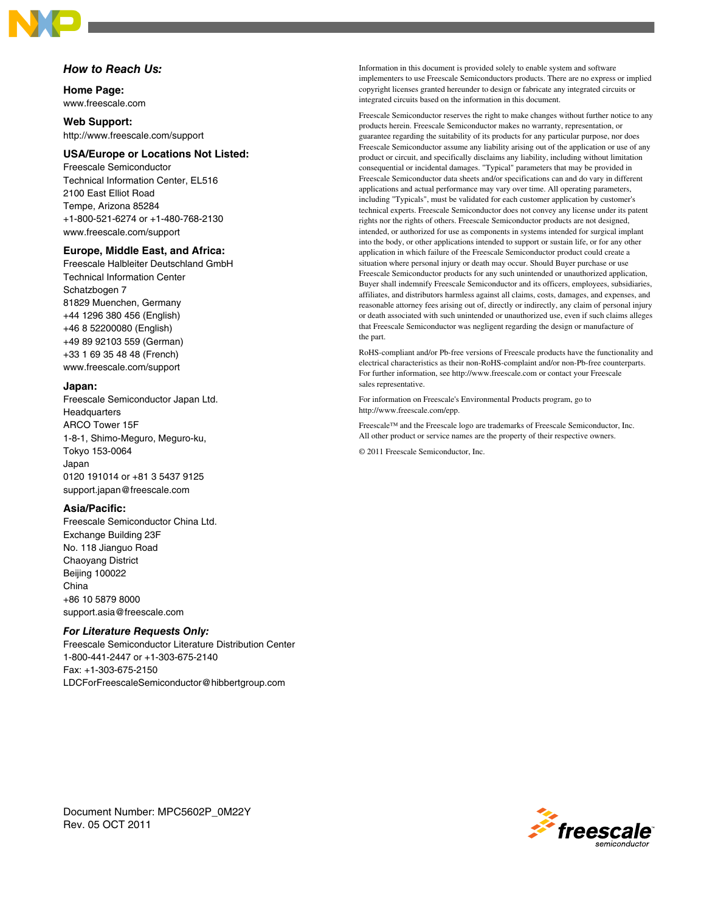## *How to Reach Us:*

**Home Page:**
www.freescale.com

**Web Support:**
http://www.freescale.com/support

**USA/Europe or Locations Not Listed:**
Freescale Semiconductor
Technical Information Center, EL516
2100 East Elliot Road
Tempe, Arizona 85284
+1-800-521-6274 or +1-480-768-2130
www.freescale.com/support

**Europe, Middle East, and Africa:**
Freescale Halbleiter Deutschland GmbH
Technical Information Center
Schatzbogen 7
81829 Muenchen, Germany
+44 1296 380 456 (English)
+46 8 52200080 (English)
+49 89 92103 559 (German)
+33 1 69 35 48 48 (French)
www.freescale.com/support

**Japan:**
Freescale Semiconductor Japan Ltd.
Headquarters
ARCO Tower 15F
1-8-1, Shimo-Meguro, Meguro-ku,
Tokyo 153-0064
Japan
0120 191014 or +81 3 5437 9125
support.japan@freescale.com

**Asia/Pacific:**
Freescale Semiconductor China Ltd.
Exchange Building 23F
No. 118 Jianguo Road
Chaoyang District
Beijing 100022
China
+86 10 5879 8000
support.asia@freescale.com

***For Literature Requests Only:***
Freescale Semiconductor Literature Distribution Center
1-800-441-2447 or +1-303-675-2140
Fax: +1-303-675-2150
LDCForFreescaleSemiconductor@hibbertgroup.com

Information in this document is provided solely to enable system and software implementers to use Freescale Semiconductors products. There are no express or implied copyright licenses granted hereunder to design or fabricate any integrated circuits or integrated circuits based on the information in this document.

Freescale Semiconductor reserves the right to make changes without further notice to any products herein. Freescale Semiconductor makes no warranty, representation, or guarantee regarding the suitability of its products for any particular purpose, nor does Freescale Semiconductor assume any liability arising out of the application or use of any product or circuit, and specifically disclaims any liability, including without limitation consequential or incidental damages. "Typical" parameters that may be provided in Freescale Semiconductor data sheets and/or specifications can and do vary in different applications and actual performance may vary over time. All operating parameters, including "Typicals", must be validated for each customer application by customer's technical experts. Freescale Semiconductor does not convey any license under its patent rights nor the rights of others. Freescale Semiconductor products are not designed, intended, or authorized for use as components in systems intended for surgical implant into the body, or other applications intended to support or sustain life, or for any other application in which failure of the Freescale Semiconductor product could create a situation where personal injury or death may occur. Should Buyer purchase or use Freescale Semiconductor products for any such unintended or unauthorized application, Buyer shall indemnify Freescale Semiconductor and its officers, employees, subsidiaries, affiliates, and distributors harmless against all claims, costs, damages, and expenses, and reasonable attorney fees arising out of, directly or indirectly, any claim of personal injury or death associated with such unintended or unauthorized use, even if such claims alleges that Freescale Semiconductor was negligent regarding the design or manufacture of the part.

RoHS-compliant and/or Pb-free versions of Freescale products have the functionality and electrical characteristics as their non-RoHS-complaint and/or non-Pb-free counterparts. For further information, see http://www.freescale.com or contact your Freescale sales representative.

For information on Freescale's Environmental Products program, go to http://www.freescale.com/epp.

Freescale™ and the Freescale logo are trademarks of Freescale Semiconductor, Inc. All other product or service names are the property of their respective owners.

© 2011 Freescale Semiconductor, Inc.

Document Number: MPC5602P_0M22Y
Rev. 05 OCT 2011